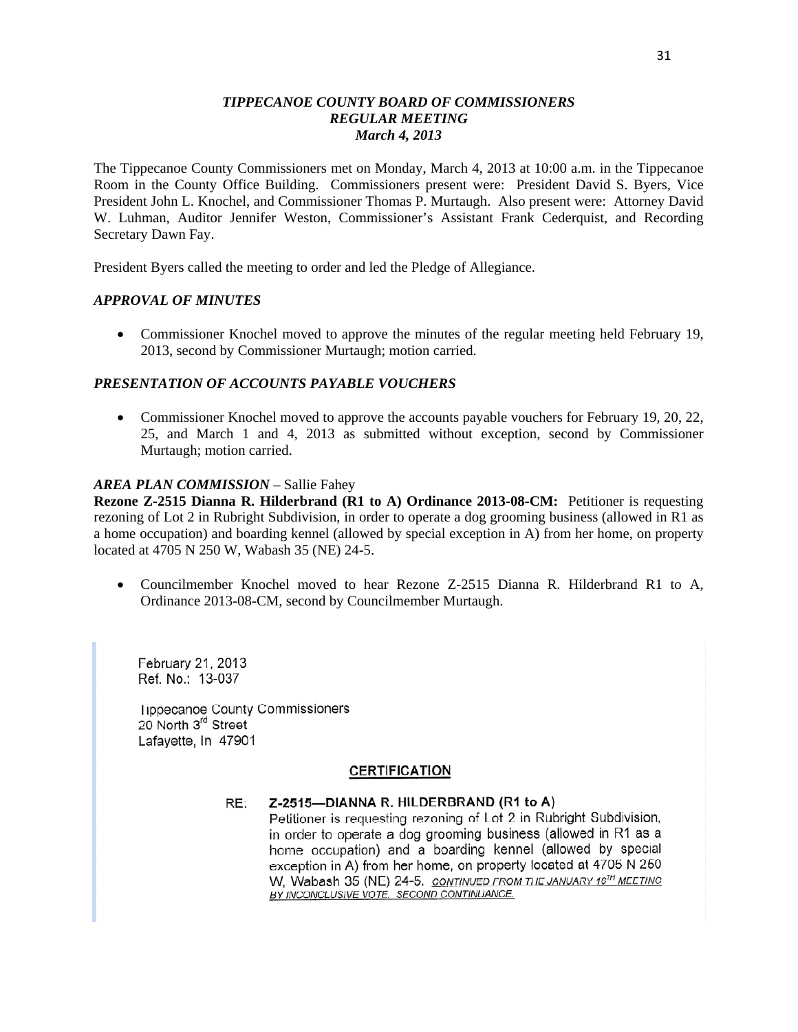### *TIPPECANOE COUNTY BOARD OF COMMISSIONERS*
### *REGULAR MEETING*
### *March 4, 2013*

The Tippecanoe County Commissioners met on Monday, March 4, 2013 at 10:00 a.m. in the Tippecanoe Room in the County Office Building. Commissioners present were: President David S. Byers, Vice President John L. Knochel, and Commissioner Thomas P. Murtaugh. Also present were: Attorney David W. Luhman, Auditor Jennifer Weston, Commissioner's Assistant Frank Cederquist, and Recording Secretary Dawn Fay.

President Byers called the meeting to order and led the Pledge of Allegiance.

#### *APPROVAL OF MINUTES*

- Commissioner Knochel moved to approve the minutes of the regular meeting held February 19, 2013, second by Commissioner Murtaugh; motion carried.

#### *PRESENTATION OF ACCOUNTS PAYABLE VOUCHERS*

- Commissioner Knochel moved to approve the accounts payable vouchers for February 19, 20, 22, 25, and March 1 and 4, 2013 as submitted without exception, second by Commissioner Murtaugh; motion carried.

***AREA PLAN COMMISSION*** – Sallie Fahey

**Rezone Z-2515 Dianna R. Hilderbrand (R1 to A) Ordinance 2013-08-CM:** Petitioner is requesting rezoning of Lot 2 in Rubright Subdivision, in order to operate a dog grooming business (allowed in R1 as a home occupation) and boarding kennel (allowed by special exception in A) from her home, on property located at 4705 N 250 W, Wabash 35 (NE) 24-5.

- Councilmember Knochel moved to hear Rezone Z-2515 Dianna R. Hilderbrand R1 to A, Ordinance 2013-08-CM, second by Councilmember Murtaugh.

> February 21, 2013
> Ref. No.: 13-037
>
> Tippecanoe County Commissioners
> 20 North 3rd Street
> Lafayette, In 47901
>
> **CERTIFICATION**
>
> RE: **Z-2515—DIANNA R. HILDERBRAND (R1 to A)**
> Petitioner is requesting rezoning of Lot 2 in Rubright Subdivision, in order to operate a dog grooming business (allowed in R1 as a home occupation) and a boarding kennel (allowed by special exception in A) from her home, on property located at 4705 N 250 W, Wabash 35 (NE) 24-5. *CONTINUED FROM THE JANUARY 10TH MEETING BY INCONCLUSIVE VOTE. SECOND CONTINUANCE.*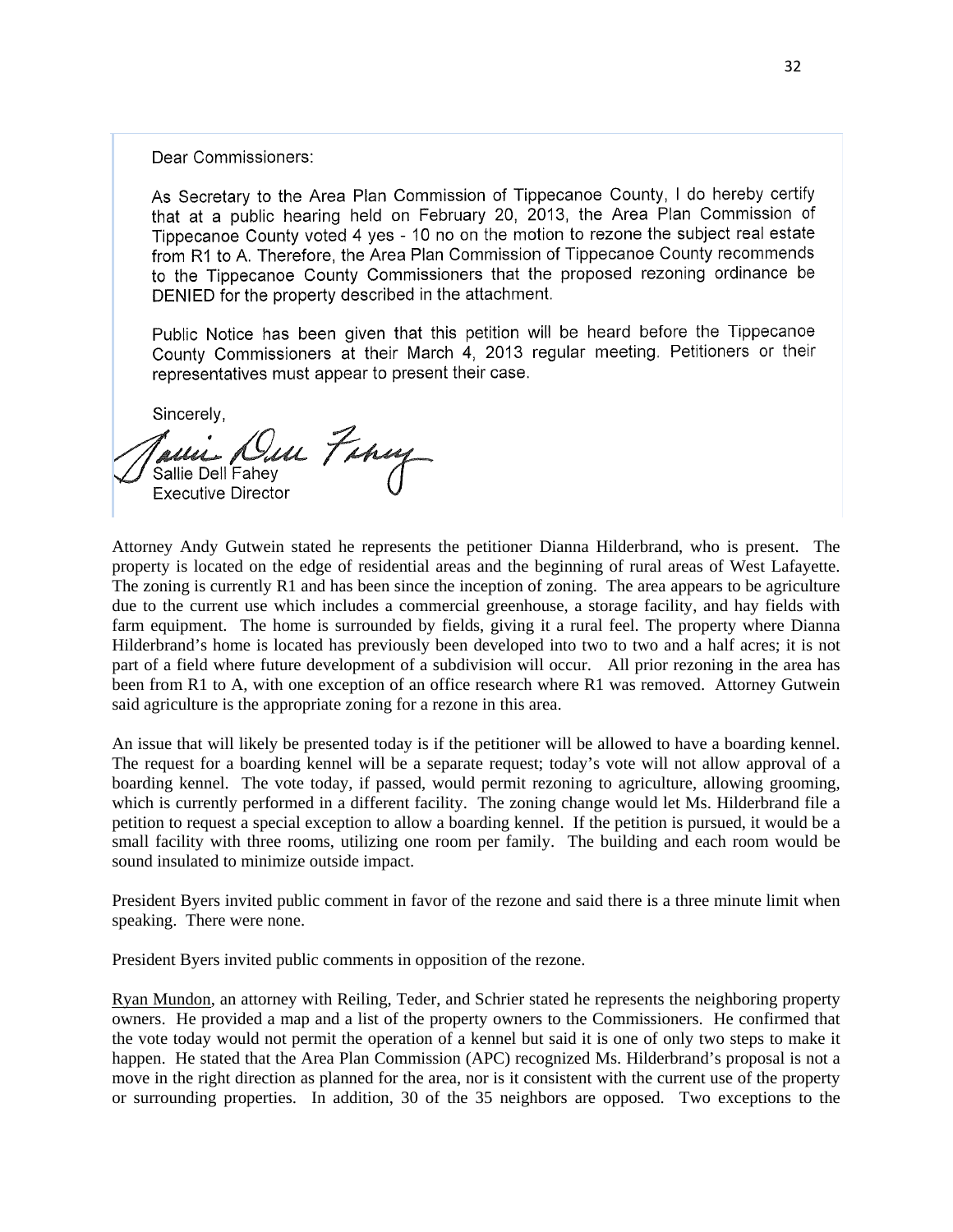Dear Commissioners:

As Secretary to the Area Plan Commission of Tippecanoe County, I do hereby certify that at a public hearing held on February 20, 2013, the Area Plan Commission of Tippecanoe County voted 4 yes - 10 no on the motion to rezone the subject real estate from R1 to A. Therefore, the Area Plan Commission of Tippecanoe County recommends to the Tippecanoe County Commissioners that the proposed rezoning ordinance be DENIED for the property described in the attachment.

Public Notice has been given that this petition will be heard before the Tippecanoe County Commissioners at their March 4, 2013 regular meeting. Petitioners or their representatives must appear to present their case.

Sincerely,

Sallie Dell Fahey
Executive Director

Attorney Andy Gutwein stated he represents the petitioner Dianna Hilderbrand, who is present. The property is located on the edge of residential areas and the beginning of rural areas of West Lafayette. The zoning is currently R1 and has been since the inception of zoning. The area appears to be agriculture due to the current use which includes a commercial greenhouse, a storage facility, and hay fields with farm equipment. The home is surrounded by fields, giving it a rural feel. The property where Dianna Hilderbrand's home is located has previously been developed into two to two and a half acres; it is not part of a field where future development of a subdivision will occur. All prior rezoning in the area has been from R1 to A, with one exception of an office research where R1 was removed. Attorney Gutwein said agriculture is the appropriate zoning for a rezone in this area.

An issue that will likely be presented today is if the petitioner will be allowed to have a boarding kennel. The request for a boarding kennel will be a separate request; today's vote will not allow approval of a boarding kennel. The vote today, if passed, would permit rezoning to agriculture, allowing grooming, which is currently performed in a different facility. The zoning change would let Ms. Hilderbrand file a petition to request a special exception to allow a boarding kennel. If the petition is pursued, it would be a small facility with three rooms, utilizing one room per family. The building and each room would be sound insulated to minimize outside impact.

President Byers invited public comment in favor of the rezone and said there is a three minute limit when speaking. There were none.

President Byers invited public comments in opposition of the rezone.

Ryan Mundon, an attorney with Reiling, Teder, and Schrier stated he represents the neighboring property owners. He provided a map and a list of the property owners to the Commissioners. He confirmed that the vote today would not permit the operation of a kennel but said it is one of only two steps to make it happen. He stated that the Area Plan Commission (APC) recognized Ms. Hilderbrand's proposal is not a move in the right direction as planned for the area, nor is it consistent with the current use of the property or surrounding properties. In addition, 30 of the 35 neighbors are opposed. Two exceptions to the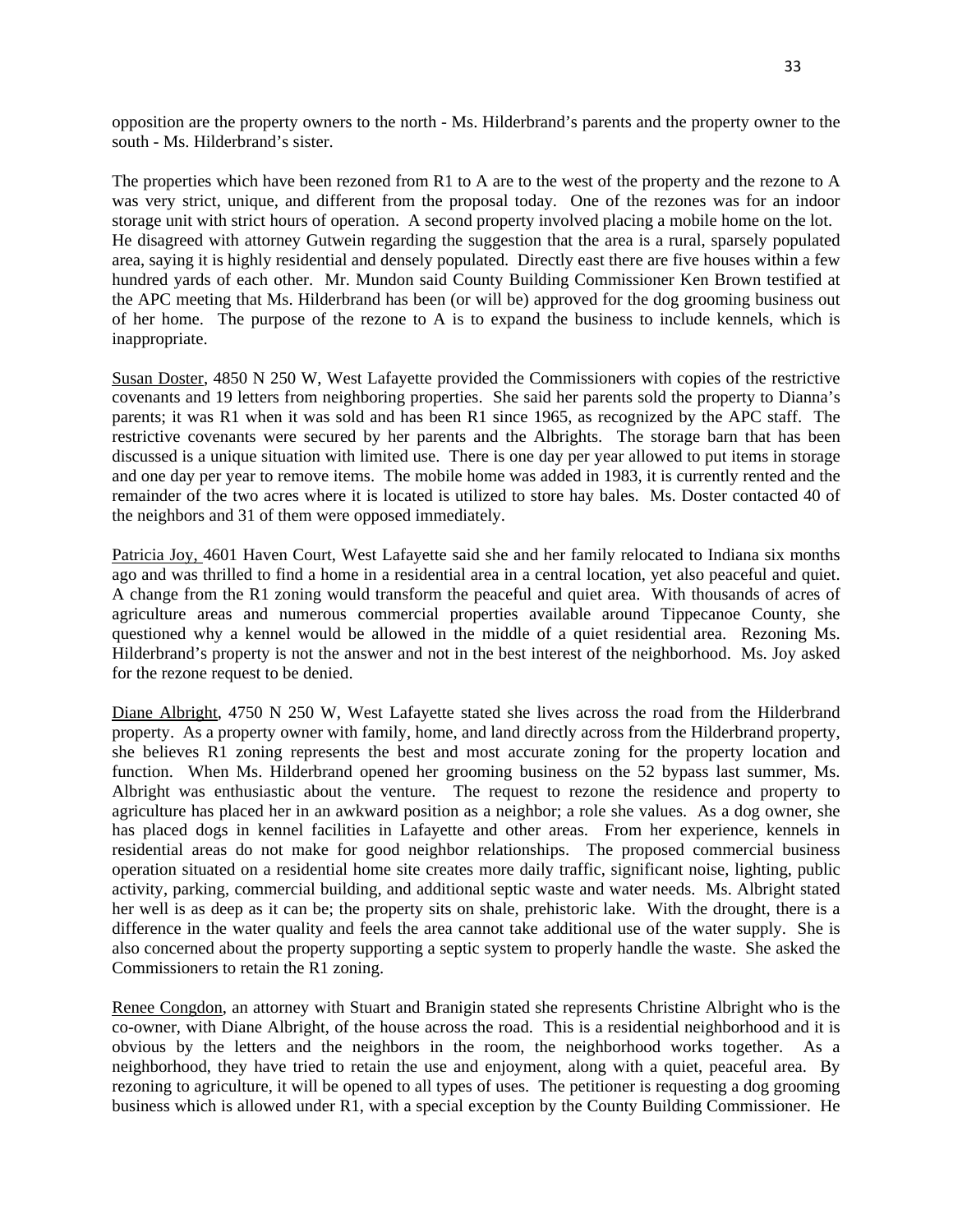opposition are the property owners to the north - Ms. Hilderbrand's parents and the property owner to the south - Ms. Hilderbrand's sister.

The properties which have been rezoned from R1 to A are to the west of the property and the rezone to A was very strict, unique, and different from the proposal today. One of the rezones was for an indoor storage unit with strict hours of operation. A second property involved placing a mobile home on the lot. He disagreed with attorney Gutwein regarding the suggestion that the area is a rural, sparsely populated area, saying it is highly residential and densely populated. Directly east there are five houses within a few hundred yards of each other. Mr. Mundon said County Building Commissioner Ken Brown testified at the APC meeting that Ms. Hilderbrand has been (or will be) approved for the dog grooming business out of her home. The purpose of the rezone to A is to expand the business to include kennels, which is inappropriate.

Susan Doster, 4850 N 250 W, West Lafayette provided the Commissioners with copies of the restrictive covenants and 19 letters from neighboring properties. She said her parents sold the property to Dianna's parents; it was R1 when it was sold and has been R1 since 1965, as recognized by the APC staff. The restrictive covenants were secured by her parents and the Albrights. The storage barn that has been discussed is a unique situation with limited use. There is one day per year allowed to put items in storage and one day per year to remove items. The mobile home was added in 1983, it is currently rented and the remainder of the two acres where it is located is utilized to store hay bales. Ms. Doster contacted 40 of the neighbors and 31 of them were opposed immediately.

Patricia Joy, 4601 Haven Court, West Lafayette said she and her family relocated to Indiana six months ago and was thrilled to find a home in a residential area in a central location, yet also peaceful and quiet. A change from the R1 zoning would transform the peaceful and quiet area. With thousands of acres of agriculture areas and numerous commercial properties available around Tippecanoe County, she questioned why a kennel would be allowed in the middle of a quiet residential area. Rezoning Ms. Hilderbrand's property is not the answer and not in the best interest of the neighborhood. Ms. Joy asked for the rezone request to be denied.

Diane Albright, 4750 N 250 W, West Lafayette stated she lives across the road from the Hilderbrand property. As a property owner with family, home, and land directly across from the Hilderbrand property, she believes R1 zoning represents the best and most accurate zoning for the property location and function. When Ms. Hilderbrand opened her grooming business on the 52 bypass last summer, Ms. Albright was enthusiastic about the venture. The request to rezone the residence and property to agriculture has placed her in an awkward position as a neighbor; a role she values. As a dog owner, she has placed dogs in kennel facilities in Lafayette and other areas. From her experience, kennels in residential areas do not make for good neighbor relationships. The proposed commercial business operation situated on a residential home site creates more daily traffic, significant noise, lighting, public activity, parking, commercial building, and additional septic waste and water needs. Ms. Albright stated her well is as deep as it can be; the property sits on shale, prehistoric lake. With the drought, there is a difference in the water quality and feels the area cannot take additional use of the water supply. She is also concerned about the property supporting a septic system to properly handle the waste. She asked the Commissioners to retain the R1 zoning.

Renee Congdon, an attorney with Stuart and Branigin stated she represents Christine Albright who is the co-owner, with Diane Albright, of the house across the road. This is a residential neighborhood and it is obvious by the letters and the neighbors in the room, the neighborhood works together. As a neighborhood, they have tried to retain the use and enjoyment, along with a quiet, peaceful area. By rezoning to agriculture, it will be opened to all types of uses. The petitioner is requesting a dog grooming business which is allowed under R1, with a special exception by the County Building Commissioner. He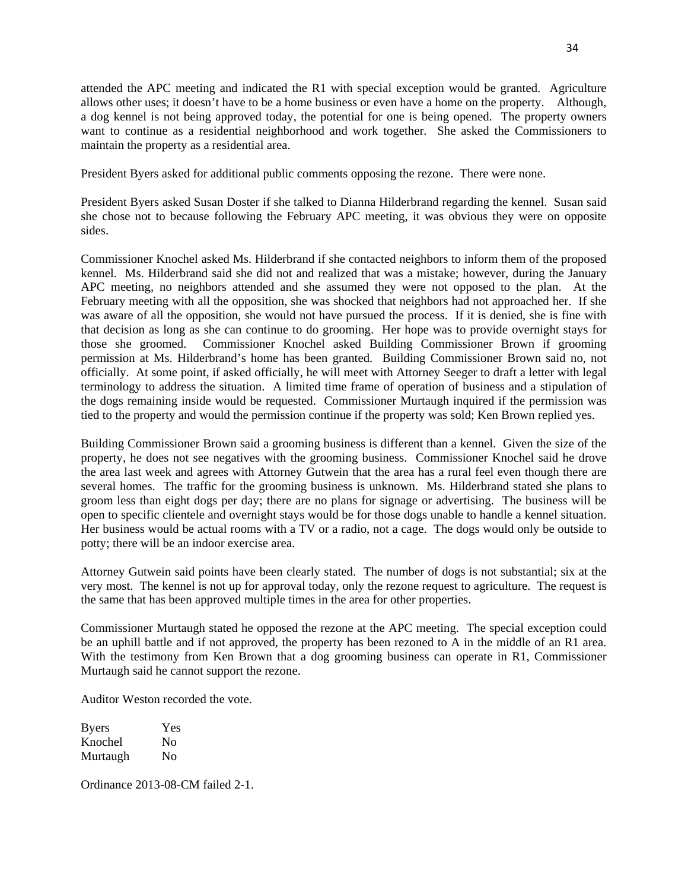attended the APC meeting and indicated the R1 with special exception would be granted. Agriculture allows other uses; it doesn't have to be a home business or even have a home on the property. Although, a dog kennel is not being approved today, the potential for one is being opened. The property owners want to continue as a residential neighborhood and work together. She asked the Commissioners to maintain the property as a residential area.

President Byers asked for additional public comments opposing the rezone. There were none.

President Byers asked Susan Doster if she talked to Dianna Hilderbrand regarding the kennel. Susan said she chose not to because following the February APC meeting, it was obvious they were on opposite sides.

Commissioner Knochel asked Ms. Hilderbrand if she contacted neighbors to inform them of the proposed kennel. Ms. Hilderbrand said she did not and realized that was a mistake; however, during the January APC meeting, no neighbors attended and she assumed they were not opposed to the plan. At the February meeting with all the opposition, she was shocked that neighbors had not approached her. If she was aware of all the opposition, she would not have pursued the process. If it is denied, she is fine with that decision as long as she can continue to do grooming. Her hope was to provide overnight stays for those she groomed. Commissioner Knochel asked Building Commissioner Brown if grooming permission at Ms. Hilderbrand's home has been granted. Building Commissioner Brown said no, not officially. At some point, if asked officially, he will meet with Attorney Seeger to draft a letter with legal terminology to address the situation. A limited time frame of operation of business and a stipulation of the dogs remaining inside would be requested. Commissioner Murtaugh inquired if the permission was tied to the property and would the permission continue if the property was sold; Ken Brown replied yes.

Building Commissioner Brown said a grooming business is different than a kennel. Given the size of the property, he does not see negatives with the grooming business. Commissioner Knochel said he drove the area last week and agrees with Attorney Gutwein that the area has a rural feel even though there are several homes. The traffic for the grooming business is unknown. Ms. Hilderbrand stated she plans to groom less than eight dogs per day; there are no plans for signage or advertising. The business will be open to specific clientele and overnight stays would be for those dogs unable to handle a kennel situation. Her business would be actual rooms with a TV or a radio, not a cage. The dogs would only be outside to potty; there will be an indoor exercise area.

Attorney Gutwein said points have been clearly stated. The number of dogs is not substantial; six at the very most. The kennel is not up for approval today, only the rezone request to agriculture. The request is the same that has been approved multiple times in the area for other properties.

Commissioner Murtaugh stated he opposed the rezone at the APC meeting. The special exception could be an uphill battle and if not approved, the property has been rezoned to A in the middle of an R1 area. With the testimony from Ken Brown that a dog grooming business can operate in R1, Commissioner Murtaugh said he cannot support the rezone.

Auditor Weston recorded the vote.

| | |
|---|---|
| Byers | Yes |
| Knochel | No |
| Murtaugh | No |

Ordinance 2013-08-CM failed 2-1.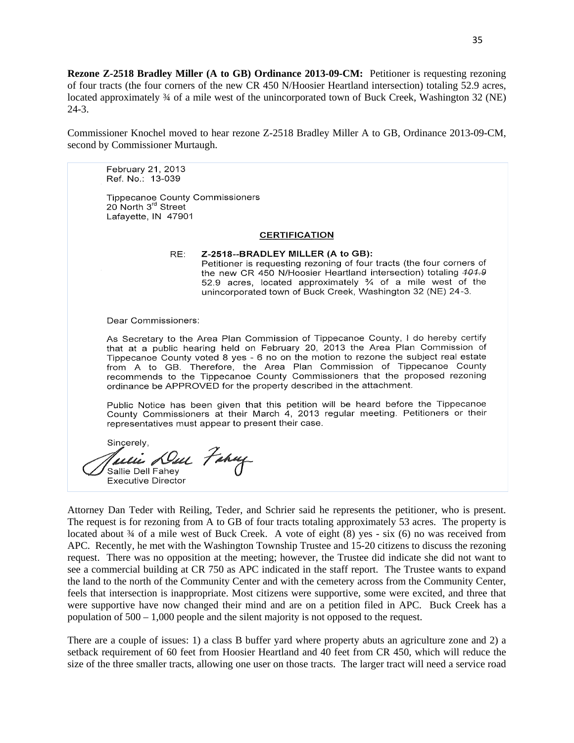**Rezone Z-2518 Bradley Miller (A to GB) Ordinance 2013-09-CM:** Petitioner is requesting rezoning of four tracts (the four corners of the new CR 450 N/Hoosier Heartland intersection) totaling 52.9 acres, located approximately ¾ of a mile west of the unincorporated town of Buck Creek, Washington 32 (NE) 24-3.

Commissioner Knochel moved to hear rezone Z-2518 Bradley Miller A to GB, Ordinance 2013-09-CM, second by Commissioner Murtaugh.

> February 21, 2013
> Ref. No.: 13-039
>
> Tippecanoe County Commissioners
> 20 North 3rd Street
> Lafayette, IN 47901
>
> **CERTIFICATION**
>
> RE: **Z-2518--BRADLEY MILLER (A to GB):**
> Petitioner is requesting rezoning of four tracts (the four corners of the new CR 450 N/Hoosier Heartland intersection) totaling ~~101.9~~ 52.9 acres, located approximately ¾ of a mile west of the unincorporated town of Buck Creek, Washington 32 (NE) 24-3.
>
> Dear Commissioners:
>
> As Secretary to the Area Plan Commission of Tippecanoe County, I do hereby certify that at a public hearing held on February 20, 2013 the Area Plan Commission of Tippecanoe County voted 8 yes - 6 no on the motion to rezone the subject real estate from A to GB. Therefore, the Area Plan Commission of Tippecanoe County recommends to the Tippecanoe County Commissioners that the proposed rezoning ordinance be APPROVED for the property described in the attachment.
>
> Public Notice has been given that this petition will be heard before the Tippecanoe County Commissioners at their March 4, 2013 regular meeting. Petitioners or their representatives must appear to present their case.
>
> Sincerely,
>
> Sallie Dell Fahey
> Executive Director

Attorney Dan Teder with Reiling, Teder, and Schrier said he represents the petitioner, who is present. The request is for rezoning from A to GB of four tracts totaling approximately 53 acres. The property is located about ¾ of a mile west of Buck Creek. A vote of eight (8) yes - six (6) no was received from APC. Recently, he met with the Washington Township Trustee and 15-20 citizens to discuss the rezoning request. There was no opposition at the meeting; however, the Trustee did indicate she did not want to see a commercial building at CR 750 as APC indicated in the staff report. The Trustee wants to expand the land to the north of the Community Center and with the cemetery across from the Community Center, feels that intersection is inappropriate. Most citizens were supportive, some were excited, and three that were supportive have now changed their mind and are on a petition filed in APC. Buck Creek has a population of 500 – 1,000 people and the silent majority is not opposed to the request.

There are a couple of issues: 1) a class B buffer yard where property abuts an agriculture zone and 2) a setback requirement of 60 feet from Hoosier Heartland and 40 feet from CR 450, which will reduce the size of the three smaller tracts, allowing one user on those tracts. The larger tract will need a service road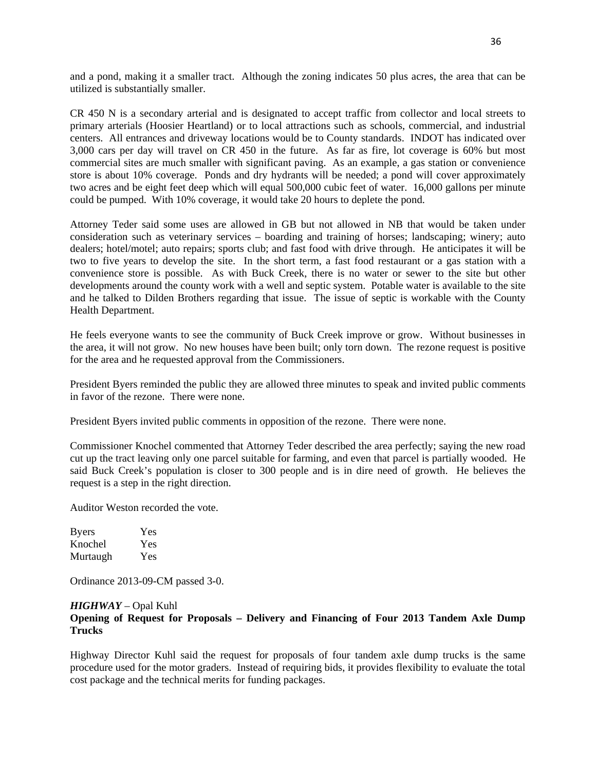and a pond, making it a smaller tract. Although the zoning indicates 50 plus acres, the area that can be utilized is substantially smaller.

CR 450 N is a secondary arterial and is designated to accept traffic from collector and local streets to primary arterials (Hoosier Heartland) or to local attractions such as schools, commercial, and industrial centers. All entrances and driveway locations would be to County standards. INDOT has indicated over 3,000 cars per day will travel on CR 450 in the future. As far as fire, lot coverage is 60% but most commercial sites are much smaller with significant paving. As an example, a gas station or convenience store is about 10% coverage. Ponds and dry hydrants will be needed; a pond will cover approximately two acres and be eight feet deep which will equal 500,000 cubic feet of water. 16,000 gallons per minute could be pumped. With 10% coverage, it would take 20 hours to deplete the pond.

Attorney Teder said some uses are allowed in GB but not allowed in NB that would be taken under consideration such as veterinary services – boarding and training of horses; landscaping; winery; auto dealers; hotel/motel; auto repairs; sports club; and fast food with drive through. He anticipates it will be two to five years to develop the site. In the short term, a fast food restaurant or a gas station with a convenience store is possible. As with Buck Creek, there is no water or sewer to the site but other developments around the county work with a well and septic system. Potable water is available to the site and he talked to Dilden Brothers regarding that issue. The issue of septic is workable with the County Health Department.

He feels everyone wants to see the community of Buck Creek improve or grow. Without businesses in the area, it will not grow. No new houses have been built; only torn down. The rezone request is positive for the area and he requested approval from the Commissioners.

President Byers reminded the public they are allowed three minutes to speak and invited public comments in favor of the rezone. There were none.

President Byers invited public comments in opposition of the rezone. There were none.

Commissioner Knochel commented that Attorney Teder described the area perfectly; saying the new road cut up the tract leaving only one parcel suitable for farming, and even that parcel is partially wooded. He said Buck Creek's population is closer to 300 people and is in dire need of growth. He believes the request is a step in the right direction.

Auditor Weston recorded the vote.

| | |
|---|---|
| Byers | Yes |
| Knochel | Yes |
| Murtaugh | Yes |

Ordinance 2013-09-CM passed 3-0.

***HIGHWAY*** – Opal Kuhl

**Opening of Request for Proposals – Delivery and Financing of Four 2013 Tandem Axle Dump Trucks**

Highway Director Kuhl said the request for proposals of four tandem axle dump trucks is the same procedure used for the motor graders. Instead of requiring bids, it provides flexibility to evaluate the total cost package and the technical merits for funding packages.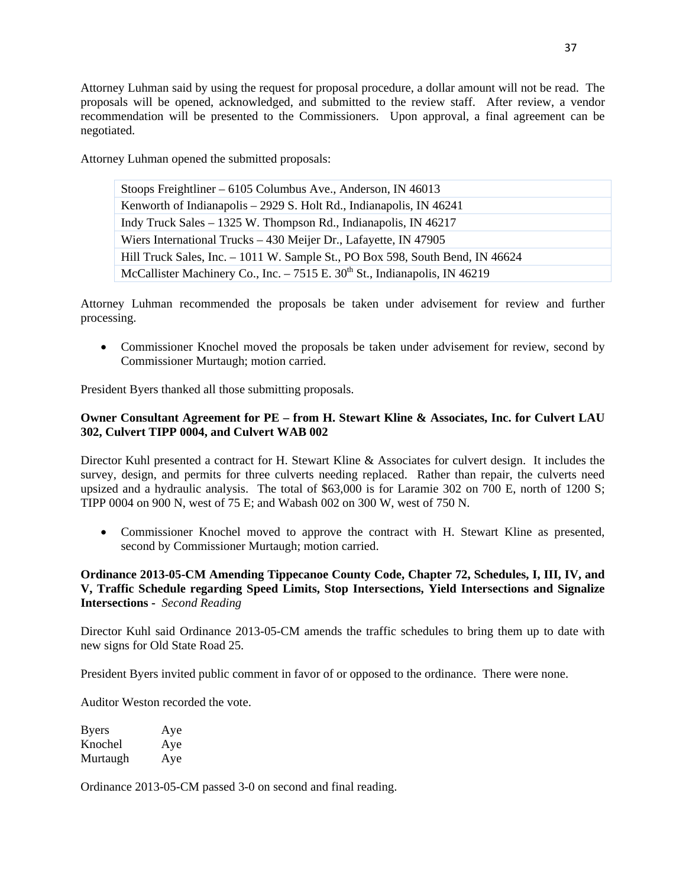Attorney Luhman said by using the request for proposal procedure, a dollar amount will not be read. The proposals will be opened, acknowledged, and submitted to the review staff. After review, a vendor recommendation will be presented to the Commissioners. Upon approval, a final agreement can be negotiated.

Attorney Luhman opened the submitted proposals:

| |
|---|
| Stoops Freightliner – 6105 Columbus Ave., Anderson, IN 46013 |
| Kenworth of Indianapolis – 2929 S. Holt Rd., Indianapolis, IN 46241 |
| Indy Truck Sales – 1325 W. Thompson Rd., Indianapolis, IN 46217 |
| Wiers International Trucks – 430 Meijer Dr., Lafayette, IN 47905 |
| Hill Truck Sales, Inc. – 1011 W. Sample St., PO Box 598, South Bend, IN 46624 |
| McCallister Machinery Co., Inc. – 7515 E. 30th St., Indianapolis, IN 46219 |

Attorney Luhman recommended the proposals be taken under advisement for review and further processing.

- Commissioner Knochel moved the proposals be taken under advisement for review, second by Commissioner Murtaugh; motion carried.

President Byers thanked all those submitting proposals.

**Owner Consultant Agreement for PE – from H. Stewart Kline & Associates, Inc. for Culvert LAU 302, Culvert TIPP 0004, and Culvert WAB 002**

Director Kuhl presented a contract for H. Stewart Kline & Associates for culvert design. It includes the survey, design, and permits for three culverts needing replaced. Rather than repair, the culverts need upsized and a hydraulic analysis. The total of $63,000 is for Laramie 302 on 700 E, north of 1200 S; TIPP 0004 on 900 N, west of 75 E; and Wabash 002 on 300 W, west of 750 N.

- Commissioner Knochel moved to approve the contract with H. Stewart Kline as presented, second by Commissioner Murtaugh; motion carried.

**Ordinance 2013-05-CM Amending Tippecanoe County Code, Chapter 72, Schedules, I, III, IV, and V, Traffic Schedule regarding Speed Limits, Stop Intersections, Yield Intersections and Signalize Intersections** - *Second Reading*

Director Kuhl said Ordinance 2013-05-CM amends the traffic schedules to bring them up to date with new signs for Old State Road 25.

President Byers invited public comment in favor of or opposed to the ordinance. There were none.

Auditor Weston recorded the vote.

| | |
|---|---|
| Byers | Aye |
| Knochel | Aye |
| Murtaugh | Aye |

Ordinance 2013-05-CM passed 3-0 on second and final reading.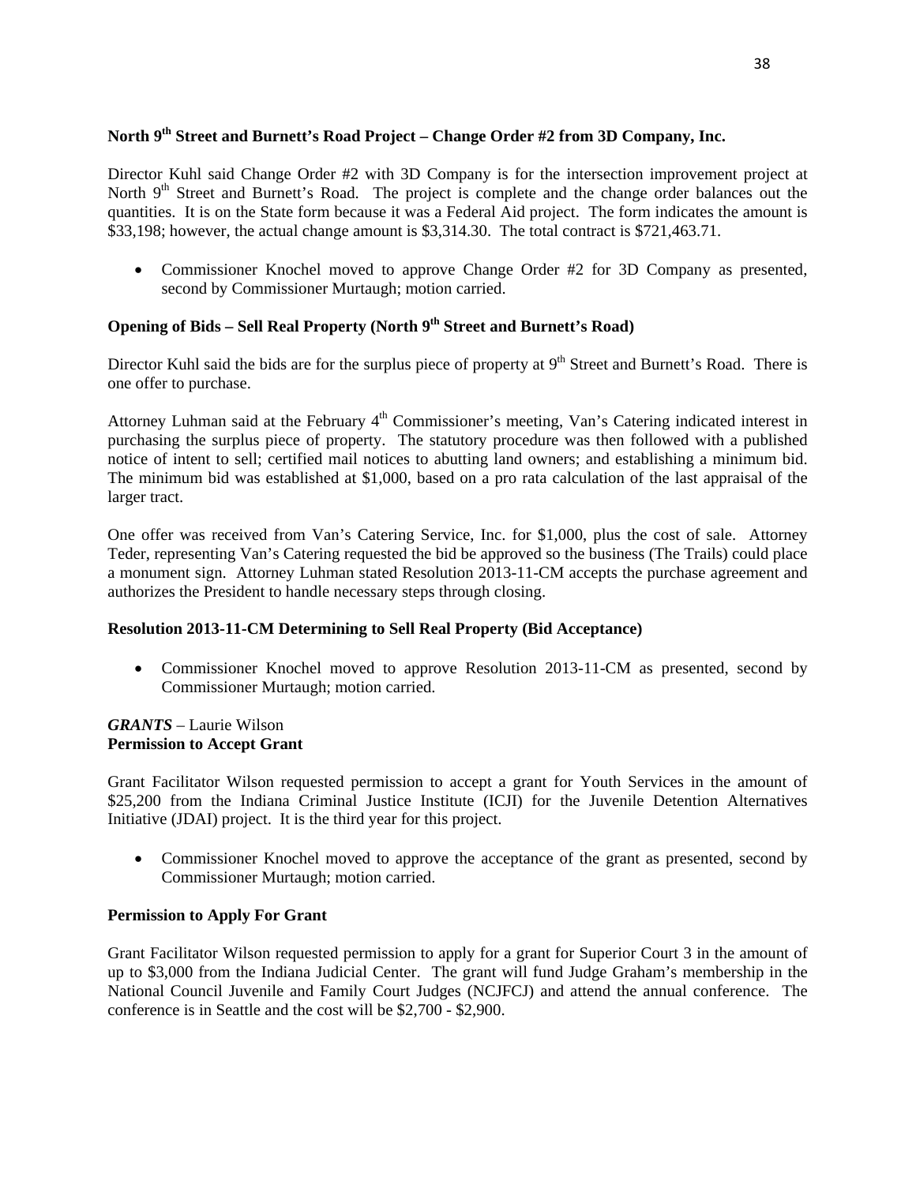### North 9th Street and Burnett's Road Project – Change Order #2 from 3D Company, Inc.

Director Kuhl said Change Order #2 with 3D Company is for the intersection improvement project at North 9th Street and Burnett's Road. The project is complete and the change order balances out the quantities. It is on the State form because it was a Federal Aid project. The form indicates the amount is \$33,198; however, the actual change amount is \$3,314.30. The total contract is \$721,463.71.

- Commissioner Knochel moved to approve Change Order #2 for 3D Company as presented, second by Commissioner Murtaugh; motion carried.

### Opening of Bids – Sell Real Property (North 9th Street and Burnett's Road)

Director Kuhl said the bids are for the surplus piece of property at 9th Street and Burnett's Road. There is one offer to purchase.

Attorney Luhman said at the February 4th Commissioner's meeting, Van's Catering indicated interest in purchasing the surplus piece of property. The statutory procedure was then followed with a published notice of intent to sell; certified mail notices to abutting land owners; and establishing a minimum bid. The minimum bid was established at \$1,000, based on a pro rata calculation of the last appraisal of the larger tract.

One offer was received from Van's Catering Service, Inc. for \$1,000, plus the cost of sale. Attorney Teder, representing Van's Catering requested the bid be approved so the business (The Trails) could place a monument sign. Attorney Luhman stated Resolution 2013-11-CM accepts the purchase agreement and authorizes the President to handle necessary steps through closing.

### Resolution 2013-11-CM Determining to Sell Real Property (Bid Acceptance)

- Commissioner Knochel moved to approve Resolution 2013-11-CM as presented, second by Commissioner Murtaugh; motion carried.

***GRANTS*** – Laurie Wilson
### Permission to Accept Grant

Grant Facilitator Wilson requested permission to accept a grant for Youth Services in the amount of \$25,200 from the Indiana Criminal Justice Institute (ICJI) for the Juvenile Detention Alternatives Initiative (JDAI) project. It is the third year for this project.

- Commissioner Knochel moved to approve the acceptance of the grant as presented, second by Commissioner Murtaugh; motion carried.

### Permission to Apply For Grant

Grant Facilitator Wilson requested permission to apply for a grant for Superior Court 3 in the amount of up to \$3,000 from the Indiana Judicial Center. The grant will fund Judge Graham's membership in the National Council Juvenile and Family Court Judges (NCJFCJ) and attend the annual conference. The conference is in Seattle and the cost will be \$2,700 - \$2,900.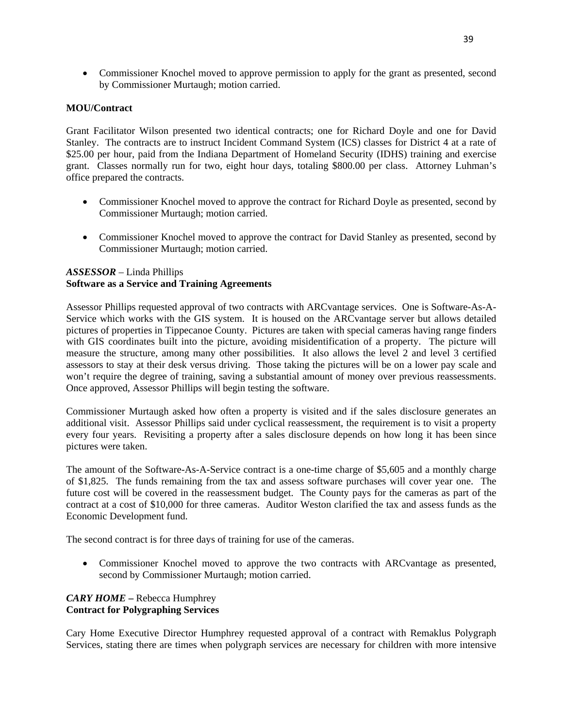- Commissioner Knochel moved to approve permission to apply for the grant as presented, second by Commissioner Murtaugh; motion carried.

**MOU/Contract**

Grant Facilitator Wilson presented two identical contracts; one for Richard Doyle and one for David Stanley. The contracts are to instruct Incident Command System (ICS) classes for District 4 at a rate of $25.00 per hour, paid from the Indiana Department of Homeland Security (IDHS) training and exercise grant. Classes normally run for two, eight hour days, totaling $800.00 per class. Attorney Luhman's office prepared the contracts.

- Commissioner Knochel moved to approve the contract for Richard Doyle as presented, second by Commissioner Murtaugh; motion carried.

- Commissioner Knochel moved to approve the contract for David Stanley as presented, second by Commissioner Murtaugh; motion carried.

***ASSESSOR*** – Linda Phillips
**Software as a Service and Training Agreements**

Assessor Phillips requested approval of two contracts with ARCvantage services. One is Software-As-A-Service which works with the GIS system. It is housed on the ARCvantage server but allows detailed pictures of properties in Tippecanoe County. Pictures are taken with special cameras having range finders with GIS coordinates built into the picture, avoiding misidentification of a property. The picture will measure the structure, among many other possibilities. It also allows the level 2 and level 3 certified assessors to stay at their desk versus driving. Those taking the pictures will be on a lower pay scale and won't require the degree of training, saving a substantial amount of money over previous reassessments. Once approved, Assessor Phillips will begin testing the software.

Commissioner Murtaugh asked how often a property is visited and if the sales disclosure generates an additional visit. Assessor Phillips said under cyclical reassessment, the requirement is to visit a property every four years. Revisiting a property after a sales disclosure depends on how long it has been since pictures were taken.

The amount of the Software-As-A-Service contract is a one-time charge of $5,605 and a monthly charge of $1,825. The funds remaining from the tax and assess software purchases will cover year one. The future cost will be covered in the reassessment budget. The County pays for the cameras as part of the contract at a cost of $10,000 for three cameras. Auditor Weston clarified the tax and assess funds as the Economic Development fund.

The second contract is for three days of training for use of the cameras.

- Commissioner Knochel moved to approve the two contracts with ARCvantage as presented, second by Commissioner Murtaugh; motion carried.

***CARY HOME*** **–** Rebecca Humphrey
**Contract for Polygraphing Services**

Cary Home Executive Director Humphrey requested approval of a contract with Remaklus Polygraph Services, stating there are times when polygraph services are necessary for children with more intensive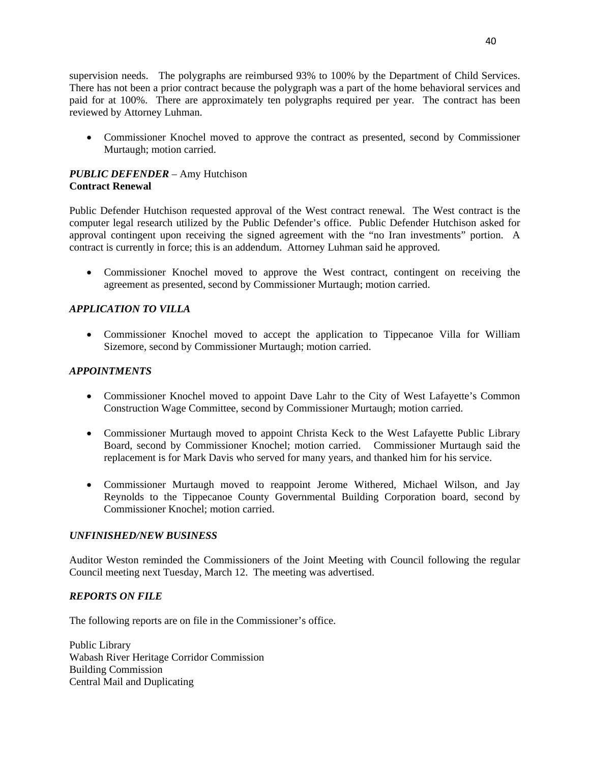supervision needs. The polygraphs are reimbursed 93% to 100% by the Department of Child Services. There has not been a prior contract because the polygraph was a part of the home behavioral services and paid for at 100%. There are approximately ten polygraphs required per year. The contract has been reviewed by Attorney Luhman.

- Commissioner Knochel moved to approve the contract as presented, second by Commissioner Murtaugh; motion carried.

***PUBLIC DEFENDER*** – Amy Hutchison
**Contract Renewal**

Public Defender Hutchison requested approval of the West contract renewal. The West contract is the computer legal research utilized by the Public Defender's office. Public Defender Hutchison asked for approval contingent upon receiving the signed agreement with the "no Iran investments" portion. A contract is currently in force; this is an addendum. Attorney Luhman said he approved.

- Commissioner Knochel moved to approve the West contract, contingent on receiving the agreement as presented, second by Commissioner Murtaugh; motion carried.

***APPLICATION TO VILLA***

- Commissioner Knochel moved to accept the application to Tippecanoe Villa for William Sizemore, second by Commissioner Murtaugh; motion carried.

***APPOINTMENTS***

- Commissioner Knochel moved to appoint Dave Lahr to the City of West Lafayette's Common Construction Wage Committee, second by Commissioner Murtaugh; motion carried.

- Commissioner Murtaugh moved to appoint Christa Keck to the West Lafayette Public Library Board, second by Commissioner Knochel; motion carried. Commissioner Murtaugh said the replacement is for Mark Davis who served for many years, and thanked him for his service.

- Commissioner Murtaugh moved to reappoint Jerome Withered, Michael Wilson, and Jay Reynolds to the Tippecanoe County Governmental Building Corporation board, second by Commissioner Knochel; motion carried.

***UNFINISHED/NEW BUSINESS***

Auditor Weston reminded the Commissioners of the Joint Meeting with Council following the regular Council meeting next Tuesday, March 12. The meeting was advertised.

***REPORTS ON FILE***

The following reports are on file in the Commissioner's office.

Public Library
Wabash River Heritage Corridor Commission
Building Commission
Central Mail and Duplicating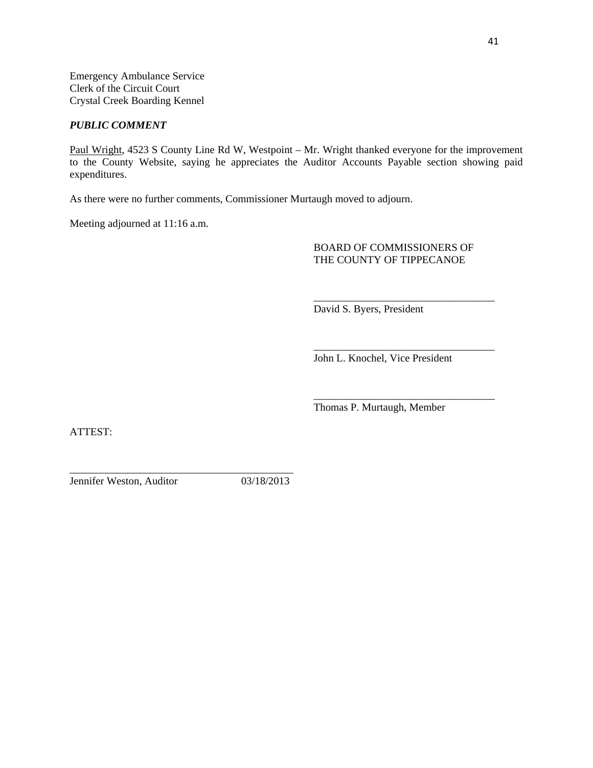Emergency Ambulance Service
Clerk of the Circuit Court
Crystal Creek Boarding Kennel

***PUBLIC COMMENT***

<u>Paul Wright</u>, 4523 S County Line Rd W, Westpoint – Mr. Wright thanked everyone for the improvement to the County Website, saying he appreciates the Auditor Accounts Payable section showing paid expenditures.

As there were no further comments, Commissioner Murtaugh moved to adjourn.

Meeting adjourned at 11:16 a.m.

BOARD OF COMMISSIONERS OF
THE COUNTY OF TIPPECANOE

\_\_\_\_\_\_\_\_\_\_\_\_\_\_\_\_\_\_\_\_\_\_\_\_\_\_\_\_\_\_\_\_\_\_
David S. Byers, President

\_\_\_\_\_\_\_\_\_\_\_\_\_\_\_\_\_\_\_\_\_\_\_\_\_\_\_\_\_\_\_\_\_\_
John L. Knochel, Vice President

\_\_\_\_\_\_\_\_\_\_\_\_\_\_\_\_\_\_\_\_\_\_\_\_\_\_\_\_\_\_\_\_\_\_
Thomas P. Murtaugh, Member

ATTEST:

\_\_\_\_\_\_\_\_\_\_\_\_\_\_\_\_\_\_\_\_\_\_\_\_\_\_\_\_\_\_\_\_\_\_\_\_\_\_\_\_\_\_
Jennifer Weston, Auditor 03/18/2013